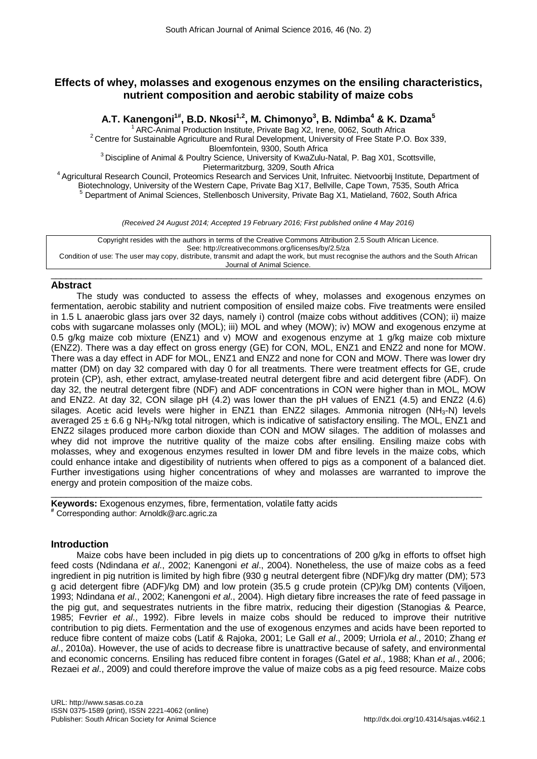# Effects of whey, molasses and exogenous enzymes on the ensiling characteristics, nutrient composition and aerobic stability of maize cobs

**A.T. Kanengoni[1#], B.D. Nkosi[1,2], M. Chimonyo[3], B. Ndimba[4] & K. Dzama[5]**

[1] ARC-Animal Production Institute, Private Bag X2, Irene, 0062, South Africa
[2] Centre for Sustainable Agriculture and Rural Development, University of Free State P.O. Box 339, Bloemfontein, 9300, South Africa
[3] Discipline of Animal & Poultry Science, University of KwaZulu-Natal, P. Bag X01, Scottsville, Pietermaritzburg, 3209, South Africa
[4] Agricultural Research Council, Proteomics Research and Services Unit, Infruitec. Nietvoorbij Institute, Department of Biotechnology, University of the Western Cape, Private Bag X17, Bellville, Cape Town, 7535, South Africa
[5] Department of Animal Sciences, Stellenbosch University, Private Bag X1, Matieland, 7602, South Africa

*(Received 24 August 2014; Accepted 19 February 2016; First published online 4 May 2016)*

Copyright resides with the authors in terms of the Creative Commons Attribution 2.5 South African Licence.
See: http://creativecommons.org/licenses/by/2.5/za
Condition of use: The user may copy, distribute, transmit and adapt the work, but must recognise the authors and the South African Journal of Animal Science.

## Abstract

The study was conducted to assess the effects of whey, molasses and exogenous enzymes on fermentation, aerobic stability and nutrient composition of ensiled maize cobs. Five treatments were ensiled in 1.5 L anaerobic glass jars over 32 days, namely i) control (maize cobs without additives (CON); ii) maize cobs with sugarcane molasses only (MOL); iii) MOL and whey (MOW); iv) MOW and exogenous enzyme at 0.5 g/kg maize cob mixture (ENZ1) and v) MOW and exogenous enzyme at 1 g/kg maize cob mixture (ENZ2). There was a day effect on gross energy (GE) for CON, MOL, ENZ1 and ENZ2 and none for MOW. There was a day effect in ADF for MOL, ENZ1 and ENZ2 and none for CON and MOW. There was lower dry matter (DM) on day 32 compared with day 0 for all treatments. There were treatment effects for GE, crude protein (CP), ash, ether extract, amylase-treated neutral detergent fibre and acid detergent fibre (ADF). On day 32, the neutral detergent fibre (NDF) and ADF concentrations in CON were higher than in MOL, MOW and ENZ2. At day 32, CON silage pH (4.2) was lower than the pH values of ENZ1 (4.5) and ENZ2 (4.6) silages. Acetic acid levels were higher in ENZ1 than ENZ2 silages. Ammonia nitrogen ($NH_3$-N) levels averaged 25 ± 6.6 g $NH_3$-N/kg total nitrogen, which is indicative of satisfactory ensiling. The MOL, ENZ1 and ENZ2 silages produced more carbon dioxide than CON and MOW silages. The addition of molasses and whey did not improve the nutritive quality of the maize cobs after ensiling. Ensiling maize cobs with molasses, whey and exogenous enzymes resulted in lower DM and fibre levels in the maize cobs, which could enhance intake and digestibility of nutrients when offered to pigs as a component of a balanced diet. Further investigations using higher concentrations of whey and molasses are warranted to improve the energy and protein composition of the maize cobs.

**Keywords:** Exogenous enzymes, fibre, fermentation, volatile fatty acids
[#] Corresponding author: Arnoldk@arc.agric.za

## Introduction

Maize cobs have been included in pig diets up to concentrations of 200 g/kg in efforts to offset high feed costs (Ndindana *et al*., 2002; Kanengoni *et al*., 2004). Nonetheless, the use of maize cobs as a feed ingredient in pig nutrition is limited by high fibre (930 g neutral detergent fibre (NDF)/kg dry matter (DM); 573 g acid detergent fibre (ADF)/kg DM) and low protein (35.5 g crude protein (CP)/kg DM) contents (Viljoen, 1993; Ndindana *et al*., 2002; Kanengoni *et al*., 2004). High dietary fibre increases the rate of feed passage in the pig gut, and sequestrates nutrients in the fibre matrix, reducing their digestion (Stanogias & Pearce, 1985; Fevrier *et al*., 1992). Fibre levels in maize cobs should be reduced to improve their nutritive contribution to pig diets. Fermentation and the use of exogenous enzymes and acids have been reported to reduce fibre content of maize cobs (Latif & Rajoka, 2001; Le Gall *et al*., 2009; Urriola *et al*., 2010; Zhang *et al*., 2010a). However, the use of acids to decrease fibre is unattractive because of safety, and environmental and economic concerns. Ensiling has reduced fibre content in forages (Gatel *et al*., 1988; Khan *et al*., 2006; Rezaei *et al*., 2009) and could therefore improve the value of maize cobs as a pig feed resource. Maize cobs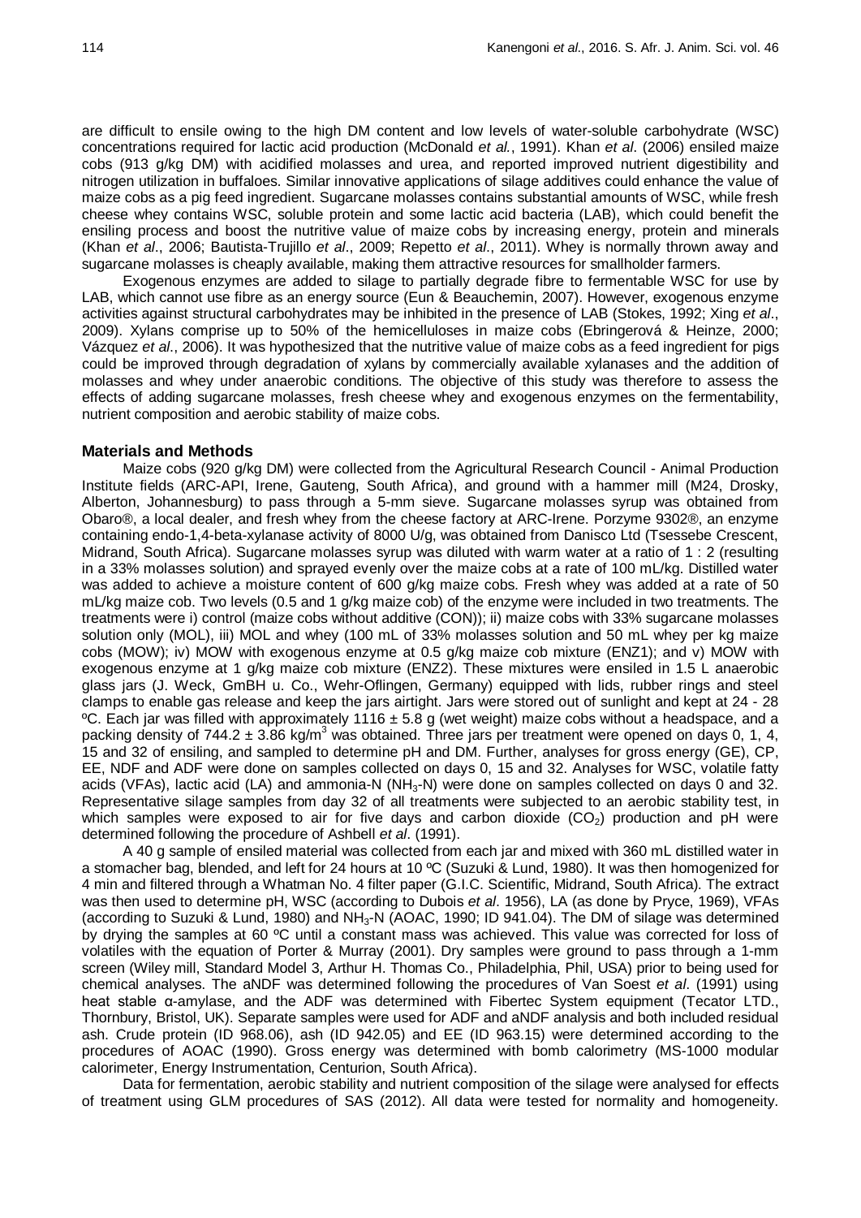are difficult to ensile owing to the high DM content and low levels of water-soluble carbohydrate (WSC) concentrations required for lactic acid production (McDonald *et al.*, 1991). Khan *et al*. (2006) ensiled maize cobs (913 g/kg DM) with acidified molasses and urea, and reported improved nutrient digestibility and nitrogen utilization in buffaloes. Similar innovative applications of silage additives could enhance the value of maize cobs as a pig feed ingredient. Sugarcane molasses contains substantial amounts of WSC, while fresh cheese whey contains WSC, soluble protein and some lactic acid bacteria (LAB), which could benefit the ensiling process and boost the nutritive value of maize cobs by increasing energy, protein and minerals (Khan *et al*., 2006; Bautista-Trujillo *et al*., 2009; Repetto *et al*., 2011). Whey is normally thrown away and sugarcane molasses is cheaply available, making them attractive resources for smallholder farmers.

Exogenous enzymes are added to silage to partially degrade fibre to fermentable WSC for use by LAB, which cannot use fibre as an energy source (Eun & Beauchemin, 2007). However, exogenous enzyme activities against structural carbohydrates may be inhibited in the presence of LAB (Stokes, 1992; Xing *et al*., 2009). Xylans comprise up to 50% of the hemicelluloses in maize cobs (Ebringerová & Heinze, 2000; Vázquez *et al*., 2006). It was hypothesized that the nutritive value of maize cobs as a feed ingredient for pigs could be improved through degradation of xylans by commercially available xylanases and the addition of molasses and whey under anaerobic conditions. The objective of this study was therefore to assess the effects of adding sugarcane molasses, fresh cheese whey and exogenous enzymes on the fermentability, nutrient composition and aerobic stability of maize cobs.

## Materials and Methods

Maize cobs (920 g/kg DM) were collected from the Agricultural Research Council - Animal Production Institute fields (ARC-API, Irene, Gauteng, South Africa), and ground with a hammer mill (M24, Drosky, Alberton, Johannesburg) to pass through a 5-mm sieve. Sugarcane molasses syrup was obtained from Obaro®, a local dealer, and fresh whey from the cheese factory at ARC-Irene. Porzyme 9302®, an enzyme containing endo-1,4-beta-xylanase activity of 8000 U/g, was obtained from Danisco Ltd (Tsessebe Crescent, Midrand, South Africa). Sugarcane molasses syrup was diluted with warm water at a ratio of 1 : 2 (resulting in a 33% molasses solution) and sprayed evenly over the maize cobs at a rate of 100 mL/kg. Distilled water was added to achieve a moisture content of 600 g/kg maize cobs. Fresh whey was added at a rate of 50 mL/kg maize cob. Two levels (0.5 and 1 g/kg maize cob) of the enzyme were included in two treatments. The treatments were i) control (maize cobs without additive (CON)); ii) maize cobs with 33% sugarcane molasses solution only (MOL), iii) MOL and whey (100 mL of 33% molasses solution and 50 mL whey per kg maize cobs (MOW); iv) MOW with exogenous enzyme at 0.5 g/kg maize cob mixture (ENZ1); and v) MOW with exogenous enzyme at 1 g/kg maize cob mixture (ENZ2). These mixtures were ensiled in 1.5 L anaerobic glass jars (J. Weck, GmBH u. Co., Wehr-Oflingen, Germany) equipped with lids, rubber rings and steel clamps to enable gas release and keep the jars airtight. Jars were stored out of sunlight and kept at 24 - 28 ºC. Each jar was filled with approximately 1116 ± 5.8 g (wet weight) maize cobs without a headspace, and a packing density of 744.2 ± 3.86 kg/m$^3$ was obtained. Three jars per treatment were opened on days 0, 1, 4, 15 and 32 of ensiling, and sampled to determine pH and DM. Further, analyses for gross energy (GE), CP, EE, NDF and ADF were done on samples collected on days 0, 15 and 32. Analyses for WSC, volatile fatty acids (VFAs), lactic acid (LA) and ammonia-N ($NH_3$-N) were done on samples collected on days 0 and 32. Representative silage samples from day 32 of all treatments were subjected to an aerobic stability test, in which samples were exposed to air for five days and carbon dioxide ($CO_2$) production and pH were determined following the procedure of Ashbell *et al*. (1991).

A 40 g sample of ensiled material was collected from each jar and mixed with 360 mL distilled water in a stomacher bag, blended, and left for 24 hours at 10 ºC (Suzuki & Lund, 1980). It was then homogenized for 4 min and filtered through a Whatman No. 4 filter paper (G.I.C. Scientific, Midrand, South Africa). The extract was then used to determine pH, WSC (according to Dubois *et al*. 1956), LA (as done by Pryce, 1969), VFAs (according to Suzuki & Lund, 1980) and $NH_3$-N (AOAC, 1990; ID 941.04). The DM of silage was determined by drying the samples at 60 ºC until a constant mass was achieved. This value was corrected for loss of volatiles with the equation of Porter & Murray (2001). Dry samples were ground to pass through a 1-mm screen (Wiley mill, Standard Model 3, Arthur H. Thomas Co., Philadelphia, Phil, USA) prior to being used for chemical analyses. The aNDF was determined following the procedures of Van Soest *et al*. (1991) using heat stable α-amylase, and the ADF was determined with Fibertec System equipment (Tecator LTD., Thornbury, Bristol, UK). Separate samples were used for ADF and aNDF analysis and both included residual ash. Crude protein (ID 968.06), ash (ID 942.05) and EE (ID 963.15) were determined according to the procedures of AOAC (1990). Gross energy was determined with bomb calorimetry (MS-1000 modular calorimeter, Energy Instrumentation, Centurion, South Africa).

Data for fermentation, aerobic stability and nutrient composition of the silage were analysed for effects of treatment using GLM procedures of SAS (2012). All data were tested for normality and homogeneity.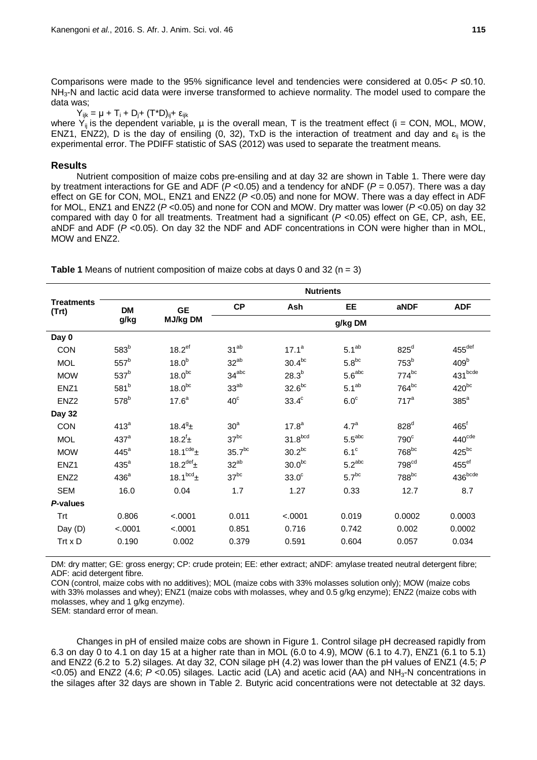Comparisons were made to the 95% significance level and tendencies were considered at 0.05< $P$ ≤0.10. $NH_3$-N and lactic acid data were inverse transformed to achieve normality. The model used to compare the data was;

$$Y_{ijk} = \mu + T_i + D_j + (T*D)_{ij} + \varepsilon_{ijk}$$

where $Y_{ij}$ is the dependent variable, μ is the overall mean, T is the treatment effect (i = CON, MOL, MOW, ENZ1, ENZ2), D is the day of ensiling (0, 32), TxD is the interaction of treatment and day and $\varepsilon_{ij}$ is the experimental error. The PDIFF statistic of SAS (2012) was used to separate the treatment means.

## Results

Nutrient composition of maize cobs pre-ensiling and at day 32 are shown in Table 1. There were day by treatment interactions for GE and ADF ($P$ <0.05) and a tendency for aNDF ($P$ = 0.057). There was a day effect on GE for CON, MOL, ENZ1 and ENZ2 ($P$ <0.05) and none for MOW. There was a day effect in ADF for MOL, ENZ1 and ENZ2 ($P$ <0.05) and none for CON and MOW. Dry matter was lower ($P$ <0.05) on day 32 compared with day 0 for all treatments. Treatment had a significant ($P$ <0.05) effect on GE, CP, ash, EE, aNDF and ADF ($P$ <0.05). On day 32 the NDF and ADF concentrations in CON were higher than in MOL, MOW and ENZ2.

**Table 1** Means of nutrient composition of maize cobs at days 0 and 32 (n = 3)

| Treatments (Trt) | Nutrients | | | | | | |
|---|---|---|---|---|---|---|---|
| | DM | GE | CP | Ash | EE | aNDF | ADF |
| | g/kg | MJ/kg DM | g/kg DM | | | | |
| **Day 0** | | | | | | | |
| CON | 583[b] | 18.2[ef] | 31[ab] | 17.1[a] | 5.1[ab] | 825[d] | 455[def] |
| MOL | 557[b] | 18.0[b] | 32[ab] | 30.4[bc] | 5.8[bc] | 753[b] | 409[b] |
| MOW | 537[b] | 18.0[bc] | 34[abc] | 28.3[b] | 5.6[abc] | 774[bc] | 431[bcde] |
| ENZ1 | 581[b] | 18.0[bc] | 33[ab] | 32.6[bc] | 5.1[ab] | 764[bc] | 420[bc] |
| ENZ2 | 578[b] | 17.6[a] | 40[c] | 33.4[c] | 6.0[c] | 717[a] | 385[a] |
| **Day 32** | | | | | | | |
| CON | 413[a] | 18.4[g]± | 30[a] | 17.8[a] | 4.7[a] | 828[d] | 465[f] |
| MOL | 437[a] | 18.2[f]± | 37[bc] | 31.8[bcd] | 5.5[abc] | 790[c] | 440[cde] |
| MOW | 445[a] | 18.1[cde]± | 35.7[bc] | 30.2[bc] | 6.1[c] | 768[bc] | 425[bc] |
| ENZ1 | 435[a] | 18.2[def]± | 32[ab] | 30.0[bc] | 5.2[abc] | 798[cd] | 455[ef] |
| ENZ2 | 436[a] | 18.1[bcd]± | 37[bc] | 33.0[c] | 5.7[bc] | 788[bc] | 436[bcde] |
| SEM | 16.0 | 0.04 | 1.7 | 1.27 | 0.33 | 12.7 | 8.7 |
| ***P*-values** | | | | | | | |
| Trt | 0.806 | <.0001 | 0.011 | <.0001 | 0.019 | 0.0002 | 0.0003 |
| Day (D) | <.0001 | <.0001 | 0.851 | 0.716 | 0.742 | 0.002 | 0.0002 |
| Trt x D | 0.190 | 0.002 | 0.379 | 0.591 | 0.604 | 0.057 | 0.034 |

DM: dry matter; GE: gross energy; CP: crude protein; EE: ether extract; aNDF: amylase treated neutral detergent fibre; ADF: acid detergent fibre.
CON (control, maize cobs with no additives); MOL (maize cobs with 33% molasses solution only); MOW (maize cobs with 33% molasses and whey); ENZ1 (maize cobs with molasses, whey and 0.5 g/kg enzyme); ENZ2 (maize cobs with molasses, whey and 1 g/kg enzyme).
SEM: standard error of mean.

Changes in pH of ensiled maize cobs are shown in Figure 1. Control silage pH decreased rapidly from 6.3 on day 0 to 4.1 on day 15 at a higher rate than in MOL (6.0 to 4.9), MOW (6.1 to 4.7), ENZ1 (6.1 to 5.1) and ENZ2 (6.2 to 5.2) silages. At day 32, CON silage pH (4.2) was lower than the pH values of ENZ1 (4.5; $P$ <0.05) and ENZ2 (4.6; $P$ <0.05) silages. Lactic acid (LA) and acetic acid (AA) and $NH_3$-N concentrations in the silages after 32 days are shown in Table 2. Butyric acid concentrations were not detectable at 32 days.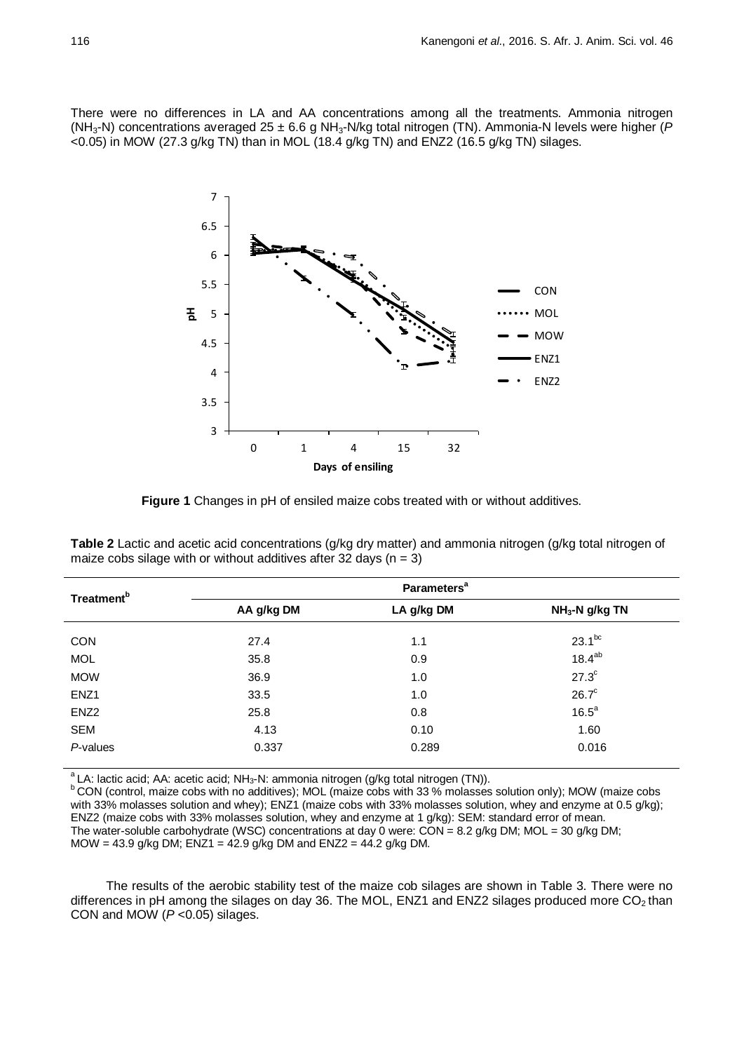There were no differences in LA and AA concentrations among all the treatments. Ammonia nitrogen ($NH_3$-N) concentrations averaged 25 ± 6.6 g $NH_3$-N/kg total nitrogen (TN). Ammonia-N levels were higher ($P$ <0.05) in MOW (27.3 g/kg TN) than in MOL (18.4 g/kg TN) and ENZ2 (16.5 g/kg TN) silages.

**Figure 1** Changes in pH of ensiled maize cobs treated with or without additives.

**Table 2** Lactic and acetic acid concentrations (g/kg dry matter) and ammonia nitrogen (g/kg total nitrogen of maize cobs silage with or without additives after 32 days (n = 3)

| Treatment[b] | Parameters[a] | | |
|---|---|---|---|
| | AA g/kg DM | LA g/kg DM | $NH_3$-N g/kg TN |
| CON | 27.4 | 1.1 | 23.1[bc] |
| MOL | 35.8 | 0.9 | 18.4[ab] |
| MOW | 36.9 | 1.0 | 27.3[c] |
| ENZ1 | 33.5 | 1.0 | 26.7[c] |
| ENZ2 | 25.8 | 0.8 | 16.5[a] |
| SEM | 4.13 | 0.10 | 1.60 |
| *P*-values | 0.337 | 0.289 | 0.016 |

[a] LA: lactic acid; AA: acetic acid; $NH_3$-N: ammonia nitrogen (g/kg total nitrogen (TN)).
[b] CON (control, maize cobs with no additives); MOL (maize cobs with 33 % molasses solution only); MOW (maize cobs with 33% molasses solution and whey); ENZ1 (maize cobs with 33% molasses solution, whey and enzyme at 0.5 g/kg); ENZ2 (maize cobs with 33% molasses solution, whey and enzyme at 1 g/kg): SEM: standard error of mean.
The water-soluble carbohydrate (WSC) concentrations at day 0 were: CON = 8.2 g/kg DM; MOL = 30 g/kg DM; MOW = 43.9 g/kg DM; ENZ1 = 42.9 g/kg DM and ENZ2 = 44.2 g/kg DM.

The results of the aerobic stability test of the maize cob silages are shown in Table 3. There were no differences in pH among the silages on day 36. The MOL, ENZ1 and ENZ2 silages produced more $CO_2$ than CON and MOW ($P$ <0.05) silages.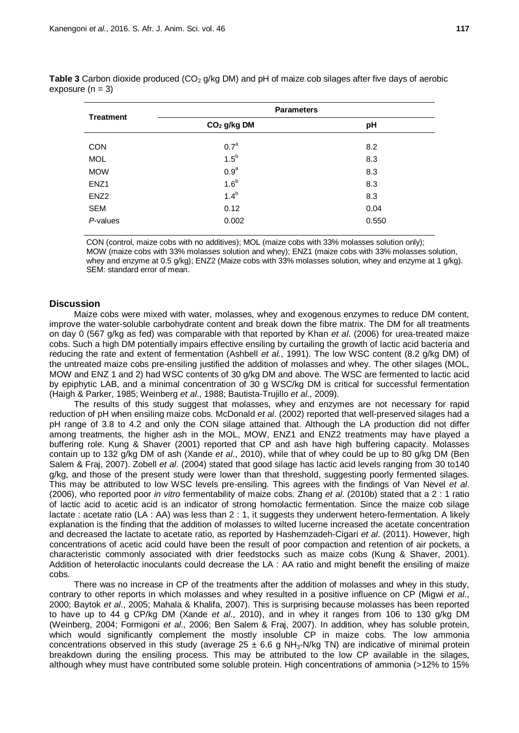**Table 3** Carbon dioxide produced ($CO_2$ g/kg DM) and pH of maize cob silages after five days of aerobic exposure (n = 3)

| Treatment | Parameters | |
|---|---|---|
| | $CO_2$ g/kg DM | pH |
| CON | $0.7^a$ | 8.2 |
| MOL | $1.5^b$ | 8.3 |
| MOW | $0.9^a$ | 8.3 |
| ENZ1 | $1.6^b$ | 8.3 |
| ENZ2 | $1.4^b$ | 8.3 |
| SEM | 0.12 | 0.04 |
| *P*-values | 0.002 | 0.550 |

CON (control, maize cobs with no additives); MOL (maize cobs with 33% molasses solution only); MOW (maize cobs with 33% molasses solution and whey); ENZ1 (maize cobs with 33% molasses solution, whey and enzyme at 0.5 g/kg); ENZ2 (Maize cobs with 33% molasses solution, whey and enzyme at 1 g/kg). SEM: standard error of mean.

## Discussion

Maize cobs were mixed with water, molasses, whey and exogenous enzymes to reduce DM content, improve the water-soluble carbohydrate content and break down the fibre matrix. The DM for all treatments on day 0 (567 g/kg as fed) was comparable with that reported by Khan *et al*. (2006) for urea-treated maize cobs. Such a high DM potentially impairs effective ensiling by curtailing the growth of lactic acid bacteria and reducing the rate and extent of fermentation (Ashbell *et al.*, 1991). The low WSC content (8.2 g/kg DM) of the untreated maize cobs pre-ensiling justified the addition of molasses and whey. The other silages (MOL, MOW and ENZ 1 and 2) had WSC contents of 30 g/kg DM and above. The WSC are fermented to lactic acid by epiphytic LAB, and a minimal concentration of 30 g WSC/kg DM is critical for successful fermentation (Haigh & Parker, 1985; Weinberg *et al*., 1988; Bautista-Trujillo *et al*., 2009).

The results of this study suggest that molasses, whey and enzymes are not necessary for rapid reduction of pH when ensiling maize cobs. McDonald *et al*. (2002) reported that well-preserved silages had a pH range of 3.8 to 4.2 and only the CON silage attained that. Although the LA production did not differ among treatments, the higher ash in the MOL, MOW, ENZ1 and ENZ2 treatments may have played a buffering role. Kung & Shaver (2001) reported that CP and ash have high buffering capacity. Molasses contain up to 132 g/kg DM of ash (Xande *et al*., 2010), while that of whey could be up to 80 g/kg DM (Ben Salem & Fraj, 2007). Zobell *et al*. (2004) stated that good silage has lactic acid levels ranging from 30 to140 g/kg, and those of the present study were lower than that threshold, suggesting poorly fermented silages. This may be attributed to low WSC levels pre-ensiling. This agrees with the findings of Van Nevel *et al*. (2006), who reported poor *in vitro* fermentability of maize cobs. Zhang *et al*. (2010b) stated that a 2 : 1 ratio of lactic acid to acetic acid is an indicator of strong homolactic fermentation. Since the maize cob silage lactate : acetate ratio (LA : AA) was less than 2 : 1, it suggests they underwent hetero-fermentation. A likely explanation is the finding that the addition of molasses to wilted lucerne increased the acetate concentration and decreased the lactate to acetate ratio, as reported by Hashemzadeh-Cigari *et al*. (2011). However, high concentrations of acetic acid could have been the result of poor compaction and retention of air pockets, a characteristic commonly associated with drier feedstocks such as maize cobs (Kung & Shaver, 2001). Addition of heterolactic inoculants could decrease the LA : AA ratio and might benefit the ensiling of maize cobs.

There was no increase in CP of the treatments after the addition of molasses and whey in this study, contrary to other reports in which molasses and whey resulted in a positive influence on CP (Migwi *et al*., 2000; Baytok *et al*., 2005; Mahala & Khalifa, 2007). This is surprising because molasses has been reported to have up to 44 g CP/kg DM (Xande *et al*., 2010), and in whey it ranges from 106 to 130 g/kg DM (Weinberg, 2004; Formigoni *et al*., 2006; Ben Salem & Fraj, 2007). In addition, whey has soluble protein, which would significantly complement the mostly insoluble CP in maize cobs. The low ammonia concentrations observed in this study (average 25 ± 6.6 g $NH_3$-N/kg TN) are indicative of minimal protein breakdown during the ensiling process. This may be attributed to the low CP available in the silages, although whey must have contributed some soluble protein. High concentrations of ammonia (>12% to 15%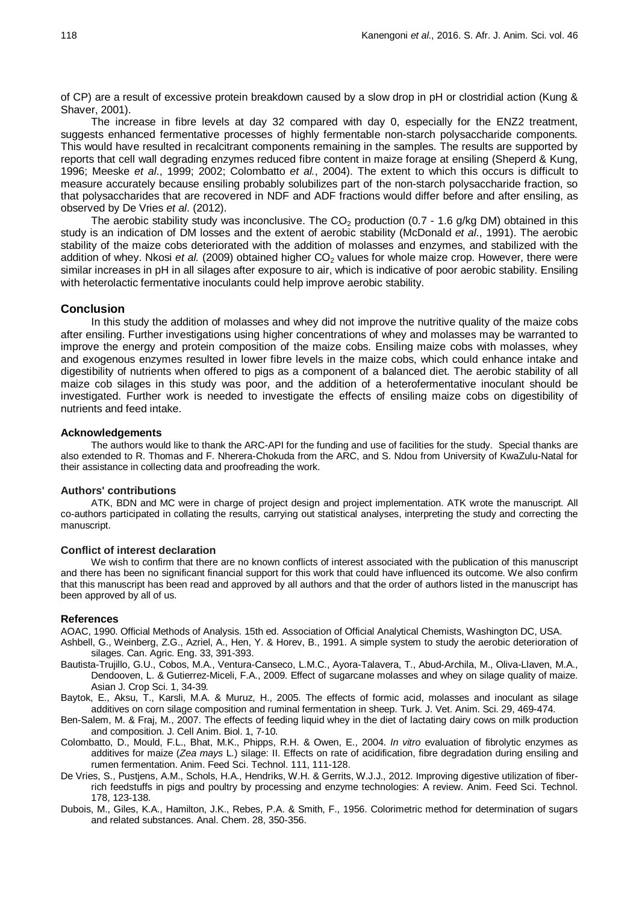of CP) are a result of excessive protein breakdown caused by a slow drop in pH or clostridial action (Kung & Shaver, 2001).

The increase in fibre levels at day 32 compared with day 0, especially for the ENZ2 treatment, suggests enhanced fermentative processes of highly fermentable non-starch polysaccharide components. This would have resulted in recalcitrant components remaining in the samples. The results are supported by reports that cell wall degrading enzymes reduced fibre content in maize forage at ensiling (Sheperd & Kung, 1996; Meeske *et al*., 1999; 2002; Colombatto *et al*., 2004). The extent to which this occurs is difficult to measure accurately because ensiling probably solubilizes part of the non-starch polysaccharide fraction, so that polysaccharides that are recovered in NDF and ADF fractions would differ before and after ensiling, as observed by De Vries *et al*. (2012).

The aerobic stability study was inconclusive. The $CO_2$ production (0.7 - 1.6 g/kg DM) obtained in this study is an indication of DM losses and the extent of aerobic stability (McDonald *et al*., 1991). The aerobic stability of the maize cobs deteriorated with the addition of molasses and enzymes, and stabilized with the addition of whey. Nkosi *et al.* (2009) obtained higher $CO_2$ values for whole maize crop. However, there were similar increases in pH in all silages after exposure to air, which is indicative of poor aerobic stability. Ensiling with heterolactic fermentative inoculants could help improve aerobic stability.

## Conclusion

In this study the addition of molasses and whey did not improve the nutritive quality of the maize cobs after ensiling. Further investigations using higher concentrations of whey and molasses may be warranted to improve the energy and protein composition of the maize cobs. Ensiling maize cobs with molasses, whey and exogenous enzymes resulted in lower fibre levels in the maize cobs, which could enhance intake and digestibility of nutrients when offered to pigs as a component of a balanced diet. The aerobic stability of all maize cob silages in this study was poor, and the addition of a heterofermentative inoculant should be investigated. Further work is needed to investigate the effects of ensiling maize cobs on digestibility of nutrients and feed intake.

### Acknowledgements

The authors would like to thank the ARC-API for the funding and use of facilities for the study. Special thanks are also extended to R. Thomas and F. Nherera-Chokuda from the ARC, and S. Ndou from University of KwaZulu-Natal for their assistance in collecting data and proofreading the work.

### Authors' contributions

ATK, BDN and MC were in charge of project design and project implementation. ATK wrote the manuscript. All co-authors participated in collating the results, carrying out statistical analyses, interpreting the study and correcting the manuscript.

### Conflict of interest declaration

We wish to confirm that there are no known conflicts of interest associated with the publication of this manuscript and there has been no significant financial support for this work that could have influenced its outcome. We also confirm that this manuscript has been read and approved by all authors and that the order of authors listed in the manuscript has been approved by all of us.

### References

AOAC, 1990. Official Methods of Analysis. 15th ed. Association of Official Analytical Chemists, Washington DC, USA.

Ashbell, G., Weinberg, Z.G., Azriel, A., Hen, Y. & Horev, B., 1991. A simple system to study the aerobic deterioration of silages. Can. Agric. Eng. 33, 391-393.

Bautista-Trujillo, G.U., Cobos, M.A., Ventura-Canseco, L.M.C., Ayora-Talavera, T., Abud-Archila, M., Oliva-Llaven, M.A., Dendooven, L. & Gutierrez-Miceli, F.A., 2009. Effect of sugarcane molasses and whey on silage quality of maize. Asian J. Crop Sci. 1, 34-39.

Baytok, E., Aksu, T., Karsli, M.A. & Muruz, H., 2005. The effects of formic acid, molasses and inoculant as silage additives on corn silage composition and ruminal fermentation in sheep. Turk. J. Vet. Anim. Sci. 29, 469-474.

Ben-Salem, M. & Fraj, M., 2007. The effects of feeding liquid whey in the diet of lactating dairy cows on milk production and composition. J. Cell Anim. Biol. 1, 7-10.

Colombatto, D., Mould, F.L., Bhat, M.K., Phipps, R.H. & Owen, E., 2004. *In vitro* evaluation of fibrolytic enzymes as additives for maize (*Zea mays* L.) silage: II. Effects on rate of acidification, fibre degradation during ensiling and rumen fermentation. Anim. Feed Sci. Technol. 111, 111-128.

De Vries, S., Pustjens, A.M., Schols, H.A., Hendriks, W.H. & Gerrits, W.J.J., 2012. Improving digestive utilization of fiber-rich feedstuffs in pigs and poultry by processing and enzyme technologies: A review. Anim. Feed Sci. Technol. 178, 123-138.

Dubois, M., Giles, K.A., Hamilton, J.K., Rebes, P.A. & Smith, F., 1956. Colorimetric method for determination of sugars and related substances. Anal. Chem. 28, 350-356.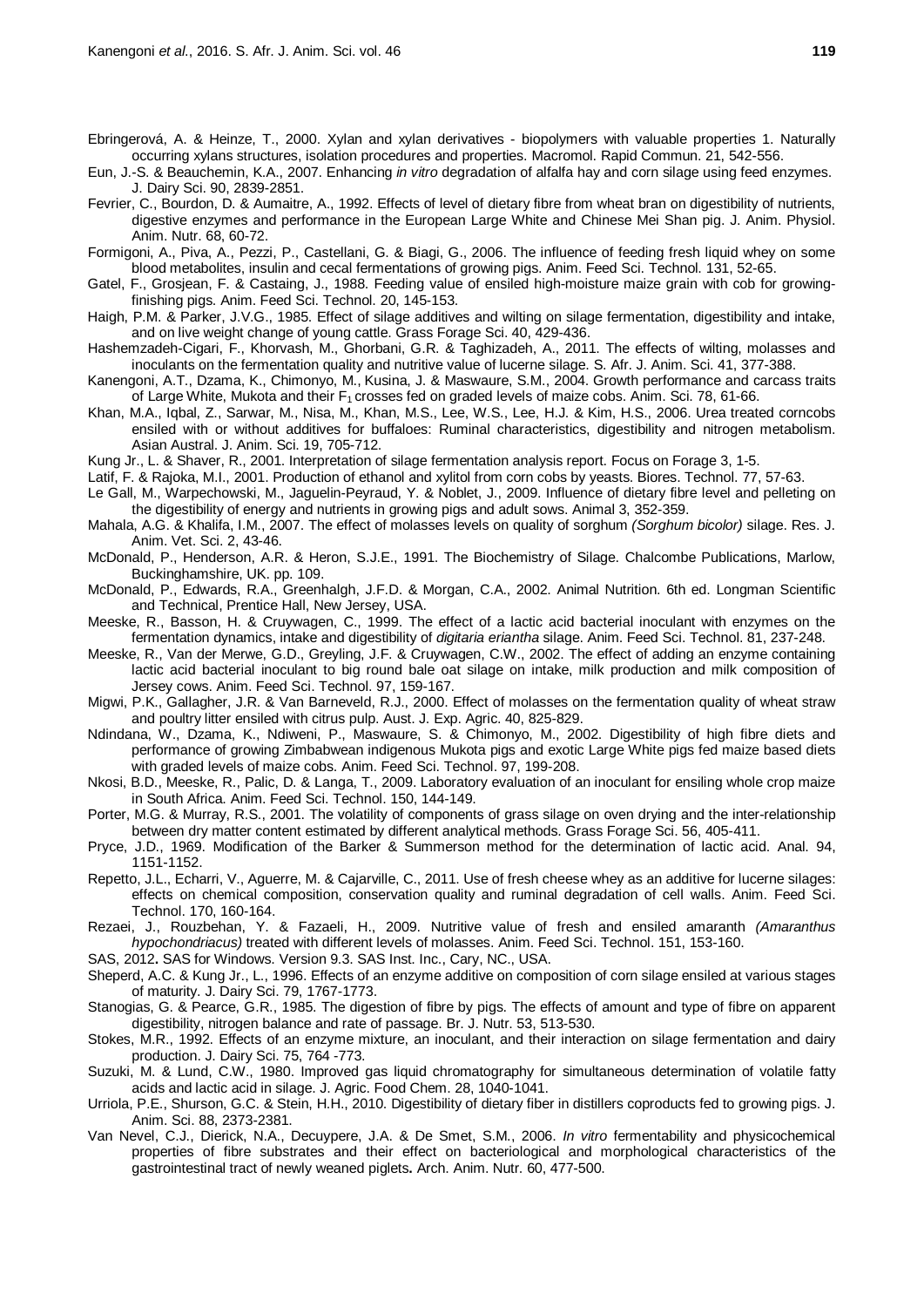Ebringerová, A. & Heinze, T., 2000. Xylan and xylan derivatives - biopolymers with valuable properties 1. Naturally occurring xylans structures, isolation procedures and properties. Macromol. Rapid Commun. 21, 542-556.

Eun, J.-S. & Beauchemin, K.A., 2007. Enhancing *in vitro* degradation of alfalfa hay and corn silage using feed enzymes. J. Dairy Sci. 90, 2839-2851.

Fevrier, C., Bourdon, D. & Aumaitre, A., 1992. Effects of level of dietary fibre from wheat bran on digestibility of nutrients, digestive enzymes and performance in the European Large White and Chinese Mei Shan pig. J. Anim. Physiol. Anim. Nutr. 68, 60-72.

Formigoni, A., Piva, A., Pezzi, P., Castellani, G. & Biagi, G., 2006. The influence of feeding fresh liquid whey on some blood metabolites, insulin and cecal fermentations of growing pigs. Anim. Feed Sci. Technol. 131, 52-65.

Gatel, F., Grosjean, F. & Castaing, J., 1988. Feeding value of ensiled high-moisture maize grain with cob for growing-finishing pigs. Anim. Feed Sci. Technol. 20, 145-153.

Haigh, P.M. & Parker, J.V.G., 1985. Effect of silage additives and wilting on silage fermentation, digestibility and intake, and on live weight change of young cattle. Grass Forage Sci. 40, 429-436.

Hashemzadeh-Cigari, F., Khorvash, M., Ghorbani, G.R. & Taghizadeh, A., 2011. The effects of wilting, molasses and inoculants on the fermentation quality and nutritive value of lucerne silage. S. Afr. J. Anim. Sci. 41, 377-388.

Kanengoni, A.T., Dzama, K., Chimonyo, M., Kusina, J. & Maswaure, S.M., 2004. Growth performance and carcass traits of Large White, Mukota and their $F_1$ crosses fed on graded levels of maize cobs. Anim. Sci. 78, 61-66.

Khan, M.A., Iqbal, Z., Sarwar, M., Nisa, M., Khan, M.S., Lee, W.S., Lee, H.J. & Kim, H.S., 2006. Urea treated corncobs ensiled with or without additives for buffaloes: Ruminal characteristics, digestibility and nitrogen metabolism. Asian Austral. J. Anim. Sci. 19, 705-712.

Kung Jr., L. & Shaver, R., 2001. Interpretation of silage fermentation analysis report. Focus on Forage 3, 1-5.

Latif, F. & Rajoka, M.I., 2001. Production of ethanol and xylitol from corn cobs by yeasts. Biores. Technol. 77, 57-63.

Le Gall, M., Warpechowski, M., Jaguelin-Peyraud, Y. & Noblet, J., 2009. Influence of dietary fibre level and pelleting on the digestibility of energy and nutrients in growing pigs and adult sows. Animal 3, 352-359.

Mahala, A.G. & Khalifa, I.M., 2007. The effect of molasses levels on quality of sorghum *(Sorghum bicolor)* silage. Res. J. Anim. Vet. Sci. 2, 43-46.

McDonald, P., Henderson, A.R. & Heron, S.J.E., 1991. The Biochemistry of Silage. Chalcombe Publications, Marlow, Buckinghamshire, UK. pp. 109.

McDonald, P., Edwards, R.A., Greenhalgh, J.F.D. & Morgan, C.A., 2002. Animal Nutrition. 6th ed. Longman Scientific and Technical, Prentice Hall, New Jersey, USA.

Meeske, R., Basson, H. & Cruywagen, C., 1999. The effect of a lactic acid bacterial inoculant with enzymes on the fermentation dynamics, intake and digestibility of *digitaria eriantha* silage. Anim. Feed Sci. Technol. 81, 237-248.

Meeske, R., Van der Merwe, G.D., Greyling, J.F. & Cruywagen, C.W., 2002. The effect of adding an enzyme containing lactic acid bacterial inoculant to big round bale oat silage on intake, milk production and milk composition of Jersey cows. Anim. Feed Sci. Technol. 97, 159-167.

Migwi, P.K., Gallagher, J.R. & Van Barneveld, R.J., 2000. Effect of molasses on the fermentation quality of wheat straw and poultry litter ensiled with citrus pulp. Aust. J. Exp. Agric. 40, 825-829.

Ndindana, W., Dzama, K., Ndiweni, P., Maswaure, S. & Chimonyo, M., 2002. Digestibility of high fibre diets and performance of growing Zimbabwean indigenous Mukota pigs and exotic Large White pigs fed maize based diets with graded levels of maize cobs. Anim. Feed Sci. Technol. 97, 199-208.

Nkosi, B.D., Meeske, R., Palic, D. & Langa, T., 2009. Laboratory evaluation of an inoculant for ensiling whole crop maize in South Africa. Anim. Feed Sci. Technol. 150, 144-149.

Porter, M.G. & Murray, R.S., 2001. The volatility of components of grass silage on oven drying and the inter-relationship between dry matter content estimated by different analytical methods. Grass Forage Sci. 56, 405-411.

Pryce, J.D., 1969. Modification of the Barker & Summerson method for the determination of lactic acid. Anal. 94, 1151-1152.

Repetto, J.L., Echarri, V., Aguerre, M. & Cajarville, C., 2011. Use of fresh cheese whey as an additive for lucerne silages: effects on chemical composition, conservation quality and ruminal degradation of cell walls. Anim. Feed Sci. Technol. 170, 160-164.

Rezaei, J., Rouzbehan, Y. & Fazaeli, H., 2009. Nutritive value of fresh and ensiled amaranth *(Amaranthus hypochondriacus)* treated with different levels of molasses. Anim. Feed Sci. Technol. 151, 153-160.

SAS, 2012**.** SAS for Windows. Version 9.3. SAS Inst. Inc., Cary, NC., USA.

Sheperd, A.C. & Kung Jr., L., 1996. Effects of an enzyme additive on composition of corn silage ensiled at various stages of maturity. J. Dairy Sci. 79, 1767-1773.

Stanogias, G. & Pearce, G.R., 1985. The digestion of fibre by pigs. The effects of amount and type of fibre on apparent digestibility, nitrogen balance and rate of passage. Br. J. Nutr. 53, 513-530.

Stokes, M.R., 1992. Effects of an enzyme mixture, an inoculant, and their interaction on silage fermentation and dairy production. J. Dairy Sci. 75, 764 -773.

Suzuki, M. & Lund, C.W., 1980. Improved gas liquid chromatography for simultaneous determination of volatile fatty acids and lactic acid in silage. J. Agric. Food Chem. 28, 1040-1041.

Urriola, P.E., Shurson, G.C. & Stein, H.H., 2010. Digestibility of dietary fiber in distillers coproducts fed to growing pigs. J. Anim. Sci. 88, 2373-2381.

Van Nevel, C.J., Dierick, N.A., Decuypere, J.A. & De Smet, S.M., 2006. *In vitro* fermentability and physicochemical properties of fibre substrates and their effect on bacteriological and morphological characteristics of the gastrointestinal tract of newly weaned piglets**.** Arch. Anim. Nutr. 60, 477-500.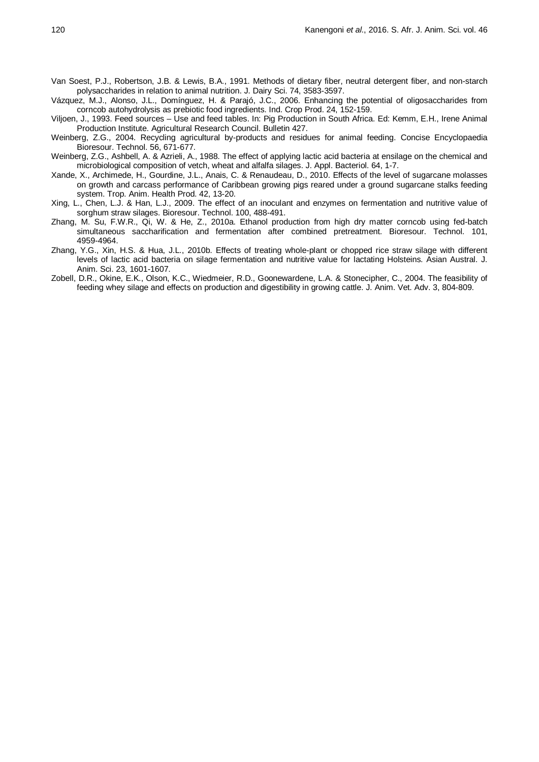Van Soest, P.J., Robertson, J.B. & Lewis, B.A., 1991. Methods of dietary fiber, neutral detergent fiber, and non-starch polysaccharides in relation to animal nutrition. J. Dairy Sci. 74, 3583-3597.

Vázquez, M.J., Alonso, J.L., Domínguez, H. & Parajó, J.C., 2006. Enhancing the potential of oligosaccharides from corncob autohydrolysis as prebiotic food ingredients. Ind. Crop Prod. 24, 152-159.

Viljoen, J., 1993. Feed sources – Use and feed tables. In: Pig Production in South Africa. Ed: Kemm, E.H., Irene Animal Production Institute. Agricultural Research Council. Bulletin 427.

Weinberg, Z.G., 2004. Recycling agricultural by-products and residues for animal feeding. Concise Encyclopaedia Bioresour. Technol. 56, 671-677.

Weinberg, Z.G., Ashbell, A. & Azrieli, A., 1988. The effect of applying lactic acid bacteria at ensilage on the chemical and microbiological composition of vetch, wheat and alfalfa silages. J. Appl. Bacteriol. 64, 1-7.

Xande, X., Archimede, H., Gourdine, J.L., Anais, C. & Renaudeau, D., 2010. Effects of the level of sugarcane molasses on growth and carcass performance of Caribbean growing pigs reared under a ground sugarcane stalks feeding system. Trop. Anim. Health Prod. 42, 13-20.

Xing, L., Chen, L.J. & Han, L.J., 2009. The effect of an inoculant and enzymes on fermentation and nutritive value of sorghum straw silages. Bioresour. Technol. 100, 488-491.

Zhang, M. Su, F.W.R., Qi, W. & He, Z., 2010a. Ethanol production from high dry matter corncob using fed-batch simultaneous saccharification and fermentation after combined pretreatment. Bioresour. Technol. 101, 4959-4964.

Zhang, Y.G., Xin, H.S. & Hua, J.L., 2010b. Effects of treating whole-plant or chopped rice straw silage with different levels of lactic acid bacteria on silage fermentation and nutritive value for lactating Holsteins. Asian Austral. J. Anim. Sci. 23, 1601-1607.

Zobell, D.R., Okine, E.K., Olson, K.C., Wiedmeier, R.D., Goonewardene, L.A. & Stonecipher, C., 2004. The feasibility of feeding whey silage and effects on production and digestibility in growing cattle. J. Anim. Vet. Adv. 3, 804-809.